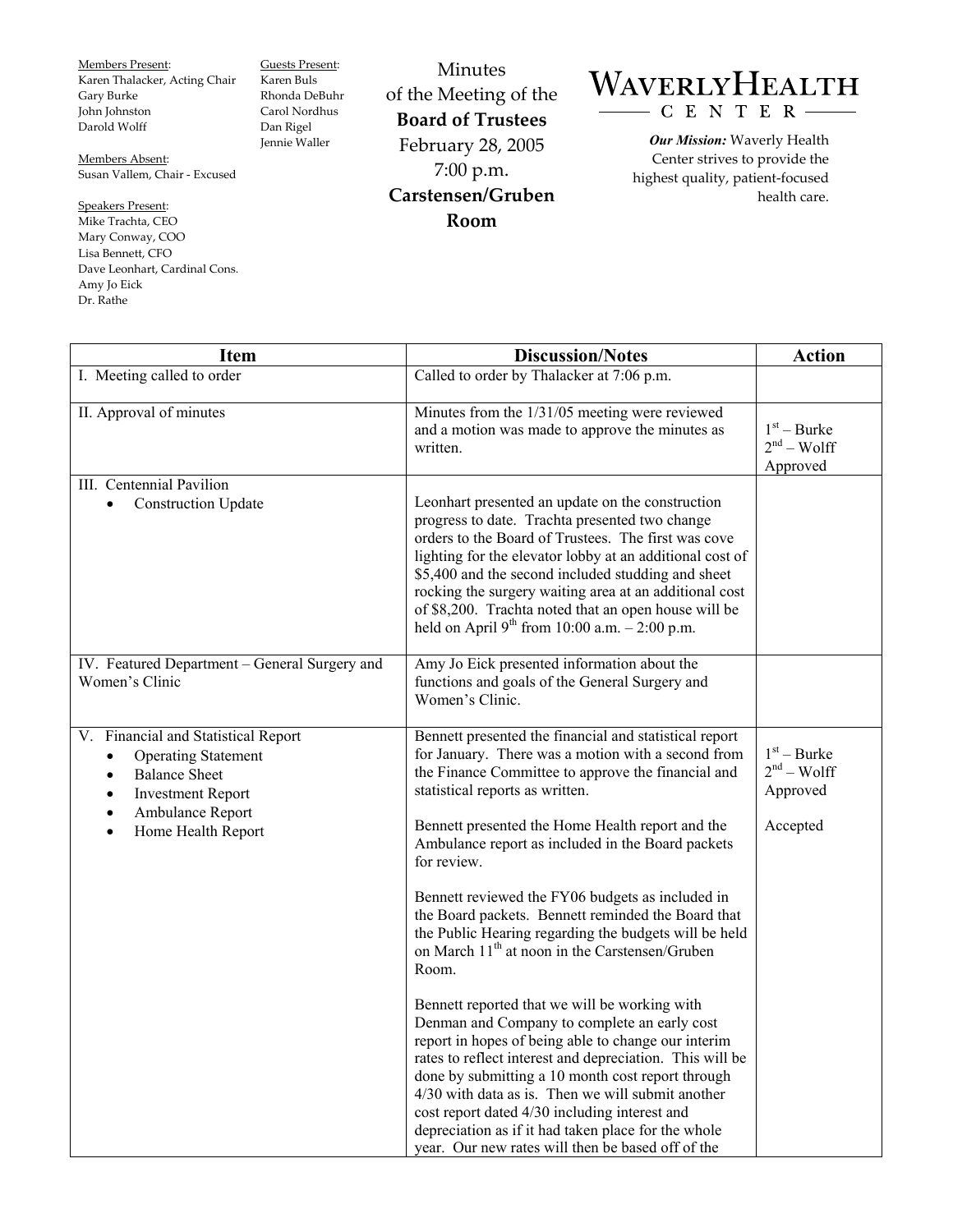Members Present:
Karen Thalacker, Acting Chair
Gary Burke
John Johnston
Darold Wolff

Members Absent:
Susan Vallem, Chair - Excused

Speakers Present:
Mike Trachta, CEO
Mary Conway, COO
Lisa Bennett, CFO
Dave Leonhart, Cardinal Cons.
Amy Jo Eick
Dr. Rathe

Guests Present:
Karen Buls
Rhonda DeBuhr
Carol Nordhus
Dan Rigel
Jennie Waller

Minutes
of the Meeting of the
**Board of Trustees**
February 28, 2005
7:00 p.m.
**Carstensen/Gruben Room**

# WaverlyHealth Center

***Our Mission:*** Waverly Health Center strives to provide the highest quality, patient-focused health care.

| Item | Discussion/Notes | Action |
|---|---|---|
| I. Meeting called to order | Called to order by Thalacker at 7:06 p.m. | |
| II. Approval of minutes | Minutes from the 1/31/05 meeting were reviewed and a motion was made to approve the minutes as written. | 1st – Burke<br>2nd – Wolff<br>Approved |
| III. Centennial Pavilion<br>• Construction Update | Leonhart presented an update on the construction progress to date. Trachta presented two change orders to the Board of Trustees. The first was cove lighting for the elevator lobby at an additional cost of $5,400 and the second included studding and sheet rocking the surgery waiting area at an additional cost of $8,200. Trachta noted that an open house will be held on April 9th from 10:00 a.m. – 2:00 p.m. | |
| IV. Featured Department – General Surgery and Women's Clinic | Amy Jo Eick presented information about the functions and goals of the General Surgery and Women's Clinic. | |
| V. Financial and Statistical Report<br>• Operating Statement<br>• Balance Sheet<br>• Investment Report<br>• Ambulance Report<br>• Home Health Report | Bennett presented the financial and statistical report for January. There was a motion with a second from the Finance Committee to approve the financial and statistical reports as written.<br><br>Bennett presented the Home Health report and the Ambulance report as included in the Board packets for review.<br><br>Bennett reviewed the FY06 budgets as included in the Board packets. Bennett reminded the Board that the Public Hearing regarding the budgets will be held on March 11th at noon in the Carstensen/Gruben Room.<br><br>Bennett reported that we will be working with Denman and Company to complete an early cost report in hopes of being able to change our interim rates to reflect interest and depreciation. This will be done by submitting a 10 month cost report through 4/30 with data as is. Then we will submit another cost report dated 4/30 including interest and depreciation as if it had taken place for the whole year. Our new rates will then be based off of the | 1st – Burke<br>2nd – Wolff<br>Approved<br><br>Accepted |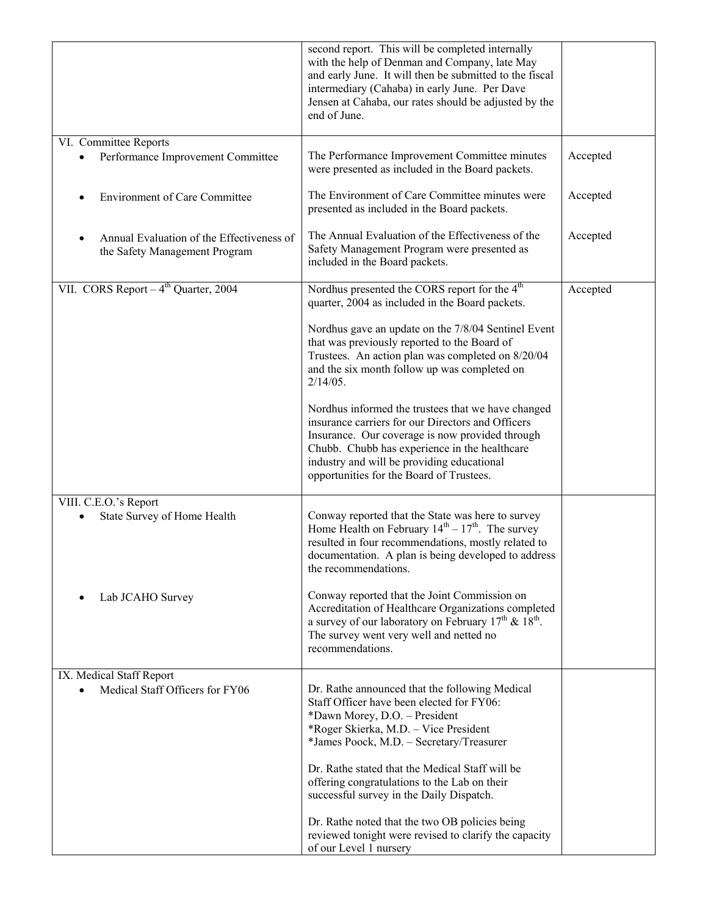| | | |
|---|---|---|
| | second report. This will be completed internally with the help of Denman and Company, late May and early June. It will then be submitted to the fiscal intermediary (Cahaba) in early June. Per Dave Jensen at Cahaba, our rates should be adjusted by the end of June. | |
| VI. Committee Reports<br>• Performance Improvement Committee | The Performance Improvement Committee minutes were presented as included in the Board packets. | Accepted |
| • Environment of Care Committee | The Environment of Care Committee minutes were presented as included in the Board packets. | Accepted |
| • Annual Evaluation of the Effectiveness of the Safety Management Program | The Annual Evaluation of the Effectiveness of the Safety Management Program were presented as included in the Board packets. | Accepted |
| VII. CORS Report – 4th Quarter, 2004 | Nordhus presented the CORS report for the 4th quarter, 2004 as included in the Board packets.<br><br>Nordhus gave an update on the 7/8/04 Sentinel Event that was previously reported to the Board of Trustees. An action plan was completed on 8/20/04 and the six month follow up was completed on 2/14/05.<br><br>Nordhus informed the trustees that we have changed insurance carriers for our Directors and Officers Insurance. Our coverage is now provided through Chubb. Chubb has experience in the healthcare industry and will be providing educational opportunities for the Board of Trustees. | Accepted |
| VIII. C.E.O.'s Report<br>• State Survey of Home Health | Conway reported that the State was here to survey Home Health on February 14th – 17th. The survey resulted in four recommendations, mostly related to documentation. A plan is being developed to address the recommendations. | |
| • Lab JCAHO Survey | Conway reported that the Joint Commission on Accreditation of Healthcare Organizations completed a survey of our laboratory on February 17th & 18th. The survey went very well and netted no recommendations. | |
| IX. Medical Staff Report<br>• Medical Staff Officers for FY06 | Dr. Rathe announced that the following Medical Staff Officer have been elected for FY06:<br>*Dawn Morey, D.O. – President<br>*Roger Skierka, M.D. – Vice President<br>*James Poock, M.D. – Secretary/Treasurer<br><br>Dr. Rathe stated that the Medical Staff will be offering congratulations to the Lab on their successful survey in the Daily Dispatch.<br><br>Dr. Rathe noted that the two OB policies being reviewed tonight were revised to clarify the capacity of our Level 1 nursery | |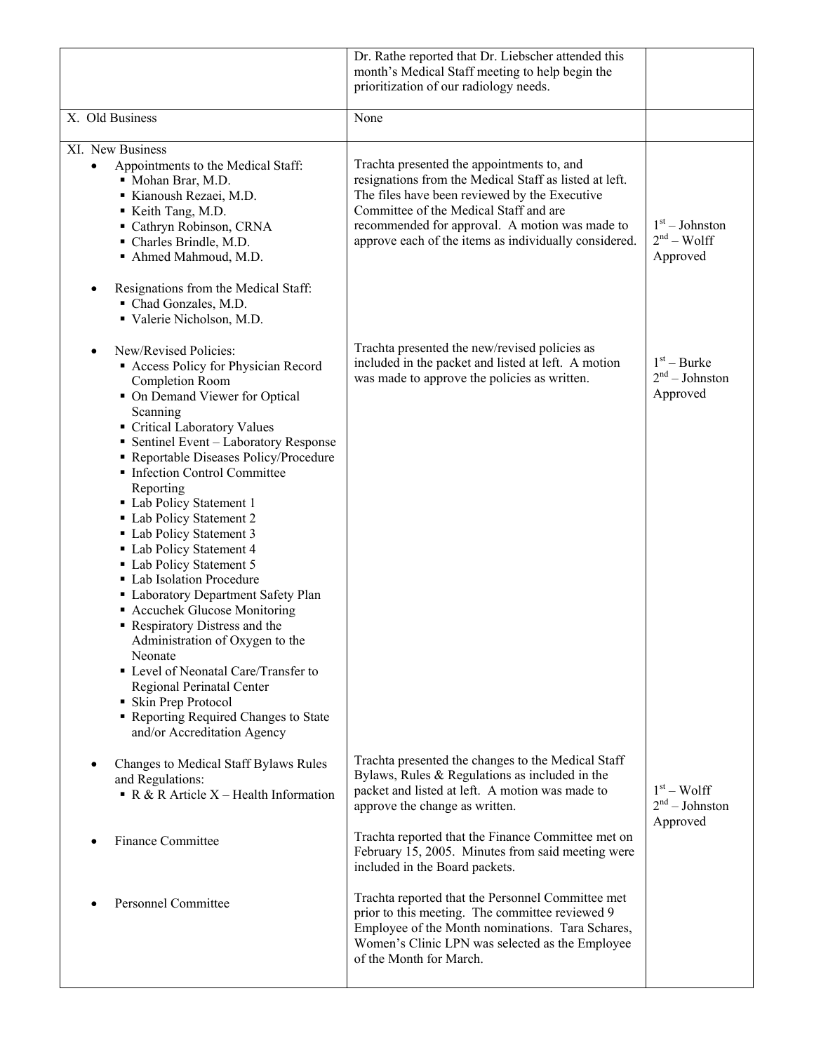| | | |
|---|---|---|
| | Dr. Rathe reported that Dr. Liebscher attended this month's Medical Staff meeting to help begin the prioritization of our radiology needs. | |
| X. Old Business | None | |
| XI. New Business<br>• Appointments to the Medical Staff:<br>▪ Mohan Brar, M.D.<br>▪ Kianoush Rezaei, M.D.<br>▪ Keith Tang, M.D.<br>▪ Cathryn Robinson, CRNA<br>▪ Charles Brindle, M.D.<br>▪ Ahmed Mahmoud, M.D.<br><br>• Resignations from the Medical Staff:<br>▪ Chad Gonzales, M.D.<br>▪ Valerie Nicholson, M.D. | Trachta presented the appointments to, and resignations from the Medical Staff as listed at left. The files have been reviewed by the Executive Committee of the Medical Staff and are recommended for approval. A motion was made to approve each of the items as individually considered. | 1st – Johnston<br>2nd – Wolff<br>Approved |
| • New/Revised Policies:<br>▪ Access Policy for Physician Record Completion Room<br>▪ On Demand Viewer for Optical Scanning<br>▪ Critical Laboratory Values<br>▪ Sentinel Event – Laboratory Response<br>▪ Reportable Diseases Policy/Procedure<br>▪ Infection Control Committee Reporting<br>▪ Lab Policy Statement 1<br>▪ Lab Policy Statement 2<br>▪ Lab Policy Statement 3<br>▪ Lab Policy Statement 4<br>▪ Lab Policy Statement 5<br>▪ Lab Isolation Procedure<br>▪ Laboratory Department Safety Plan<br>▪ Accuchek Glucose Monitoring<br>▪ Respiratory Distress and the Administration of Oxygen to the Neonate<br>▪ Level of Neonatal Care/Transfer to Regional Perinatal Center<br>▪ Skin Prep Protocol<br>▪ Reporting Required Changes to State and/or Accreditation Agency | Trachta presented the new/revised policies as included in the packet and listed at left. A motion was made to approve the policies as written. | 1st – Burke<br>2nd – Johnston<br>Approved |
| • Changes to Medical Staff Bylaws Rules and Regulations:<br>▪ R & R Article X – Health Information | Trachta presented the changes to the Medical Staff Bylaws, Rules & Regulations as included in the packet and listed at left. A motion was made to approve the change as written. | 1st – Wolff<br>2nd – Johnston<br>Approved |
| • Finance Committee | Trachta reported that the Finance Committee met on February 15, 2005. Minutes from said meeting were included in the Board packets. | |
| • Personnel Committee | Trachta reported that the Personnel Committee met prior to this meeting. The committee reviewed 9 Employee of the Month nominations. Tara Schares, Women's Clinic LPN was selected as the Employee of the Month for March. | |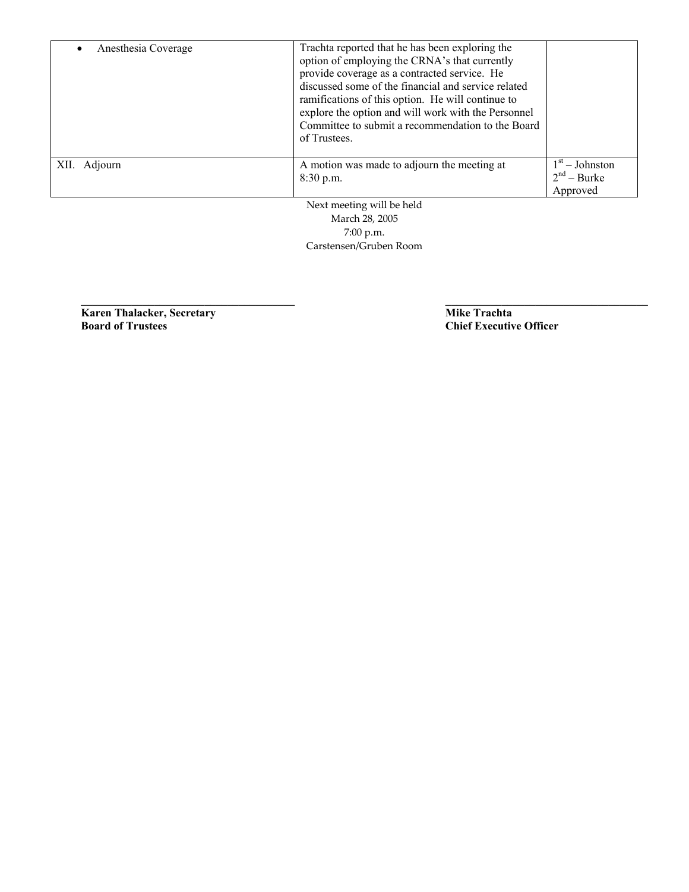| | | |
|---|---|---|
| • Anesthesia Coverage | Trachta reported that he has been exploring the option of employing the CRNA's that currently provide coverage as a contracted service. He discussed some of the financial and service related ramifications of this option. He will continue to explore the option and will work with the Personnel Committee to submit a recommendation to the Board of Trustees. | |
| XII. Adjourn | A motion was made to adjourn the meeting at 8:30 p.m. | 1st – Johnston<br>2nd – Burke<br>Approved |

Next meeting will be held
March 28, 2005
7:00 p.m.
Carstensen/Gruben Room

______________________________
**Karen Thalacker, Secretary**
**Board of Trustees**

______________________________
**Mike Trachta**
**Chief Executive Officer**